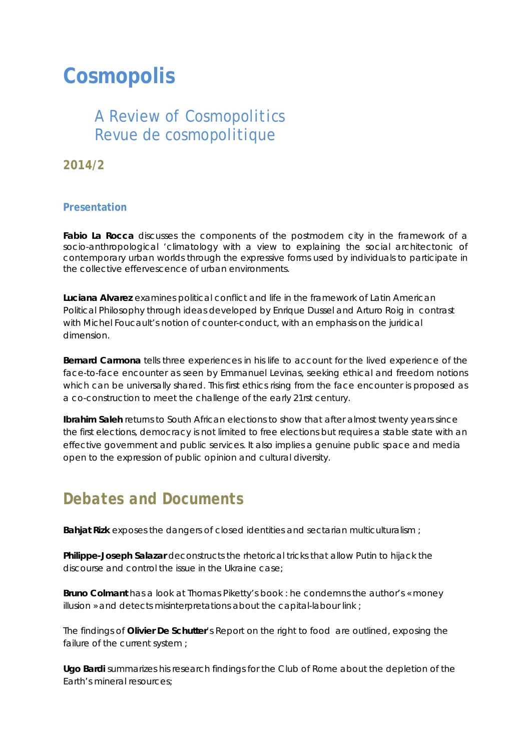# Cosmopolis

## A Review of Cosmopolitics
## Revue de cosmopolitique

### 2014/2

### Presentation

**Fabio La Rocca** discusses the components of the postmodern city in the framework of a socio-anthropological ‘climatology with a view to explaining the social architectonic of contemporary urban worlds through the expressive forms used by individuals to participate in the collective effervescence of urban environments.

**Luciana Alvarez** examines political conflict and life in the framework of Latin American Political Philosophy through ideas developed by Enrique Dussel and Arturo Roig in contrast with Michel Foucault’s notion of counter-conduct, with an emphasis on the juridical dimension.

**Bernard Carmona** tells three experiences in his life to account for the lived experience of the face-to-face encounter as seen by Emmanuel Levinas, seeking ethical and freedom notions which can be universally shared. This first ethics rising from the face encounter is proposed as a co-construction to meet the challenge of the early 21rst century.

**Ibrahim Saleh** returns to South African elections to show that after almost twenty years since the first elections, democracy is not limited to free elections but requires a stable state with an effective government and public services. It also implies a genuine public space and media open to the expression of public opinion and cultural diversity.

## Debates and Documents

**Bahjat Rizk** exposes the dangers of closed identities and sectarian multiculturalism ;

**Philippe-Joseph Salazar** deconstructs the rhetorical tricks that allow Putin to hijack the discourse and control the issue in the Ukraine case;

**Bruno Colmant** has a look at Thomas Piketty’s book : he condemns the author’s « money illusion » and detects misinterpretations about the capital-labour link ;

The findings of **Olivier De Schutter**’s Report on the right to food are outlined, exposing the failure of the current system ;

**Ugo Bardi** summarizes his research findings for the Club of Rome about the depletion of the Earth’s mineral resources;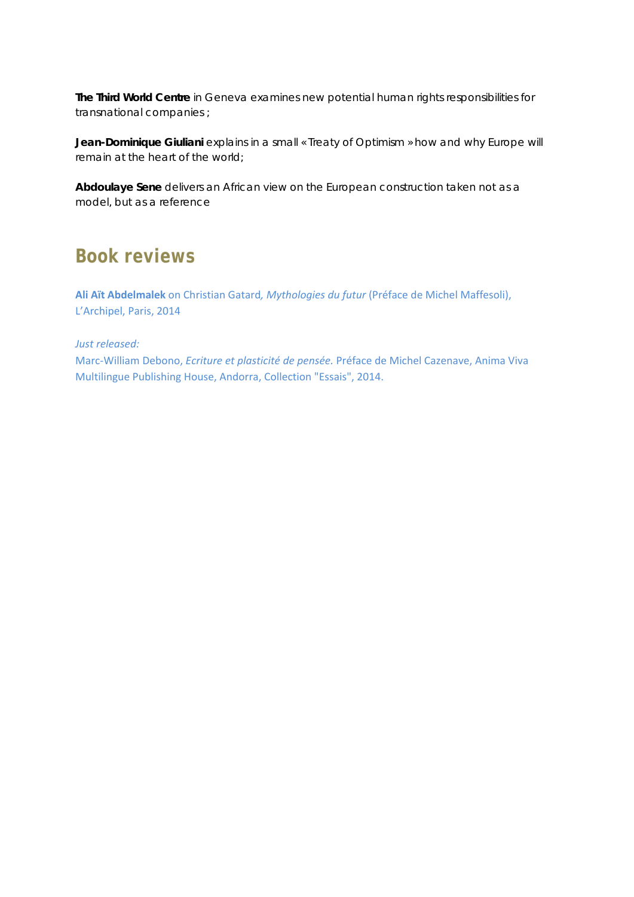**The Third World Centre** in Geneva examines new potential human rights responsibilities for transnational companies ;

**Jean-Dominique Giuliani** explains in a small « Treaty of Optimism » how and why Europe will remain at the heart of the world;

**Abdoulaye Sene** delivers an African view on the European construction taken not as a model, but as a reference

## Book reviews

**Ali Aït Abdelmalek** on Christian Gatard*, Mythologies du futur* (Préface de Michel Maffesoli), L'Archipel, Paris, 2014

*Just released:*

Marc-William Debono, *Ecriture et plasticité de pensée.* Préface de Michel Cazenave, Anima Viva Multilingue Publishing House, Andorra, Collection "Essais", 2014.